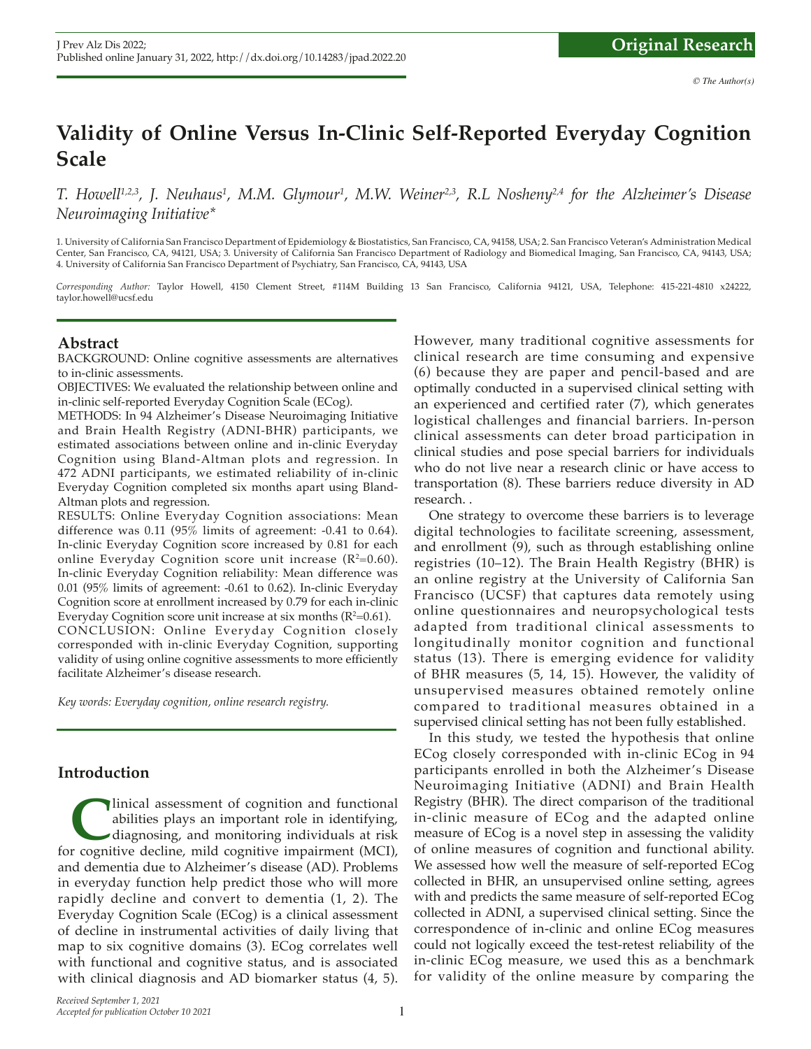# Validity of Online Versus In-Clinic Self-Reported Everyday Cognition Scale

*T. Howell[1,2,3], J. Neuhaus[1], M.M. Glymour[1], M.W. Weiner[2,3], R.L Nosheny[2,4] for the Alzheimer's Disease Neuroimaging Initiative\**

1. University of California San Francisco Department of Epidemiology & Biostatistics, San Francisco, CA, 94158, USA; 2. San Francisco Veteran's Administration Medical Center, San Francisco, CA, 94121, USA; 3. University of California San Francisco Department of Radiology and Biomedical Imaging, San Francisco, CA, 94143, USA; 4. University of California San Francisco Department of Psychiatry, San Francisco, CA, 94143, USA

*Corresponding Author:* Taylor Howell, 4150 Clement Street, #114M Building 13 San Francisco, California 94121, USA, Telephone: 415-221-4810 x24222, taylor.howell@ucsf.edu

## Abstract

BACKGROUND: Online cognitive assessments are alternatives to in-clinic assessments.

OBJECTIVES: We evaluated the relationship between online and in-clinic self-reported Everyday Cognition Scale (ECog).

METHODS: In 94 Alzheimer's Disease Neuroimaging Initiative and Brain Health Registry (ADNI-BHR) participants, we estimated associations between online and in-clinic Everyday Cognition using Bland-Altman plots and regression. In 472 ADNI participants, we estimated reliability of in-clinic Everyday Cognition completed six months apart using Bland-Altman plots and regression.

RESULTS: Online Everyday Cognition associations: Mean difference was 0.11 (95% limits of agreement: -0.41 to 0.64). In-clinic Everyday Cognition score increased by 0.81 for each online Everyday Cognition score unit increase ($R^2$=0.60). In-clinic Everyday Cognition reliability: Mean difference was 0.01 (95% limits of agreement: -0.61 to 0.62). In-clinic Everyday Cognition score at enrollment increased by 0.79 for each in-clinic Everyday Cognition score unit increase at six months ($R^2$=0.61).

CONCLUSION: Online Everyday Cognition closely corresponded with in-clinic Everyday Cognition, supporting validity of using online cognitive assessments to more efficiently facilitate Alzheimer's disease research.

*Key words: Everyday cognition, online research registry.*

## Introduction

Clinical assessment of cognition and functional abilities plays an important role in identifying, diagnosing, and monitoring individuals at risk for cognitive decline, mild cognitive impairment (MCI), and dementia due to Alzheimer's disease (AD). Problems in everyday function help predict those who will more rapidly decline and convert to dementia (1, 2). The Everyday Cognition Scale (ECog) is a clinical assessment of decline in instrumental activities of daily living that map to six cognitive domains (3). ECog correlates well with functional and cognitive status, and is associated with clinical diagnosis and AD biomarker status (4, 5). However, many traditional cognitive assessments for clinical research are time consuming and expensive (6) because they are paper and pencil-based and are optimally conducted in a supervised clinical setting with an experienced and certified rater (7), which generates logistical challenges and financial barriers. In-person clinical assessments can deter broad participation in clinical studies and pose special barriers for individuals who do not live near a research clinic or have access to transportation (8). These barriers reduce diversity in AD research. .

One strategy to overcome these barriers is to leverage digital technologies to facilitate screening, assessment, and enrollment (9), such as through establishing online registries (10–12). The Brain Health Registry (BHR) is an online registry at the University of California San Francisco (UCSF) that captures data remotely using online questionnaires and neuropsychological tests adapted from traditional clinical assessments to longitudinally monitor cognition and functional status (13). There is emerging evidence for validity of BHR measures (5, 14, 15). However, the validity of unsupervised measures obtained remotely online compared to traditional measures obtained in a supervised clinical setting has not been fully established.

In this study, we tested the hypothesis that online ECog closely corresponded with in-clinic ECog in 94 participants enrolled in both the Alzheimer's Disease Neuroimaging Initiative (ADNI) and Brain Health Registry (BHR). The direct comparison of the traditional in-clinic measure of ECog and the adapted online measure of ECog is a novel step in assessing the validity of online measures of cognition and functional ability. We assessed how well the measure of self-reported ECog collected in BHR, an unsupervised online setting, agrees with and predicts the same measure of self-reported ECog collected in ADNI, a supervised clinical setting. Since the correspondence of in-clinic and online ECog measures could not logically exceed the test-retest reliability of the in-clinic ECog measure, we used this as a benchmark for validity of the online measure by comparing the

*Received September 1, 2021*
*Accepted for publication October 10 2021*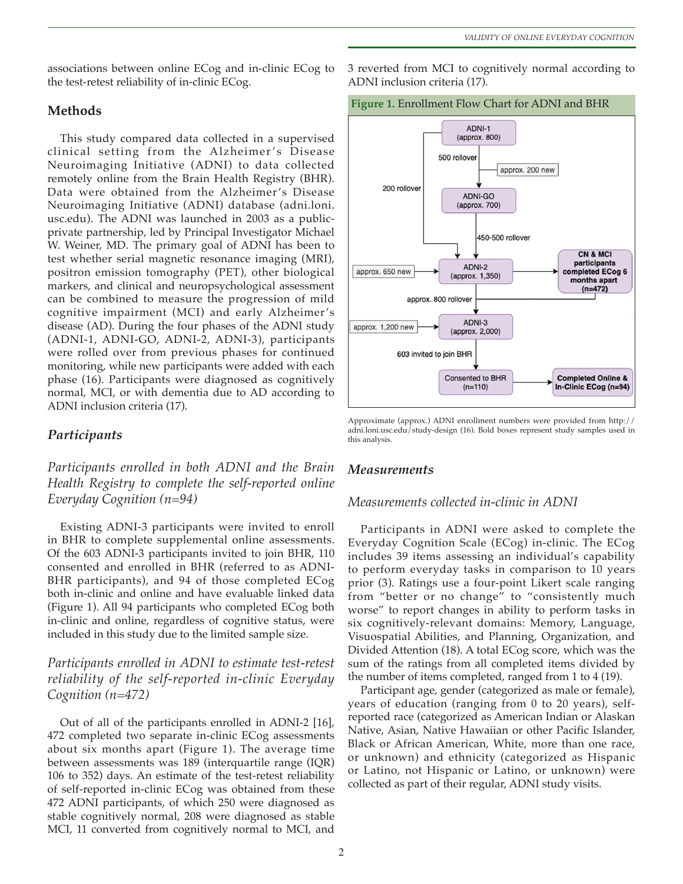associations between online ECog and in-clinic ECog to the test-retest reliability of in-clinic ECog.

## Methods

This study compared data collected in a supervised clinical setting from the Alzheimer's Disease Neuroimaging Initiative (ADNI) to data collected remotely online from the Brain Health Registry (BHR). Data were obtained from the Alzheimer's Disease Neuroimaging Initiative (ADNI) database (adni.loni.usc.edu). The ADNI was launched in 2003 as a public-private partnership, led by Principal Investigator Michael W. Weiner, MD. The primary goal of ADNI has been to test whether serial magnetic resonance imaging (MRI), positron emission tomography (PET), other biological markers, and clinical and neuropsychological assessment can be combined to measure the progression of mild cognitive impairment (MCI) and early Alzheimer's disease (AD). During the four phases of the ADNI study (ADNI-1, ADNI-GO, ADNI-2, ADNI-3), participants were rolled over from previous phases for continued monitoring, while new participants were added with each phase (16). Participants were diagnosed as cognitively normal, MCI, or with dementia due to AD according to ADNI inclusion criteria (17).

### *Participants*

#### *Participants enrolled in both ADNI and the Brain Health Registry to complete the self-reported online Everyday Cognition (n=94)*

Existing ADNI-3 participants were invited to enroll in BHR to complete supplemental online assessments. Of the 603 ADNI-3 participants invited to join BHR, 110 consented and enrolled in BHR (referred to as ADNI-BHR participants), and 94 of those completed ECog both in-clinic and online and have evaluable linked data (Figure 1). All 94 participants who completed ECog both in-clinic and online, regardless of cognitive status, were included in this study due to the limited sample size.

#### *Participants enrolled in ADNI to estimate test-retest reliability of the self-reported in-clinic Everyday Cognition (n=472)*

Out of all of the participants enrolled in ADNI-2 [16], 472 completed two separate in-clinic ECog assessments about six months apart (Figure 1). The average time between assessments was 189 (interquartile range (IQR) 106 to 352) days. An estimate of the test-retest reliability of self-reported in-clinic ECog was obtained from these 472 ADNI participants, of which 250 were diagnosed as stable cognitively normal, 208 were diagnosed as stable MCI, 11 converted from cognitively normal to MCI, and 3 reverted from MCI to cognitively normal according to ADNI inclusion criteria (17).

**Figure 1.** Enrollment Flow Chart for ADNI and BHR

ADNI-1 (approx. 800) → 500 rollover → ADNI-GO (approx. 700) [approx. 200 new]; ADNI-1 → 200 rollover → ADNI-2; ADNI-GO → 450-500 rollover → ADNI-2 (approx. 1,350) [approx. 650 new] → CN & MCI participants completed ECog 6 months apart (n=472); ADNI-2 → approx. 800 rollover → ADNI-3 (approx. 2,000) [approx. 1,200 new] → 603 invited to join BHR → Consented to BHR (n=110) → Completed Online & In-Clinic ECog (n=94)

Approximate (approx.) ADNI enrollment numbers were provided from http://adni.loni.usc.edu/study-design (16). Bold boxes represent study samples used in this analysis.

### *Measurements*

#### *Measurements collected in-clinic in ADNI*

Participants in ADNI were asked to complete the Everyday Cognition Scale (ECog) in-clinic. The ECog includes 39 items assessing an individual's capability to perform everyday tasks in comparison to 10 years prior (3). Ratings use a four-point Likert scale ranging from "better or no change" to "consistently much worse" to report changes in ability to perform tasks in six cognitively-relevant domains: Memory, Language, Visuospatial Abilities, and Planning, Organization, and Divided Attention (18). A total ECog score, which was the sum of the ratings from all completed items divided by the number of items completed, ranged from 1 to 4 (19).

Participant age, gender (categorized as male or female), years of education (ranging from 0 to 20 years), self-reported race (categorized as American Indian or Alaskan Native, Asian, Native Hawaiian or other Pacific Islander, Black or African American, White, more than one race, or unknown) and ethnicity (categorized as Hispanic or Latino, not Hispanic or Latino, or unknown) were collected as part of their regular, ADNI study visits.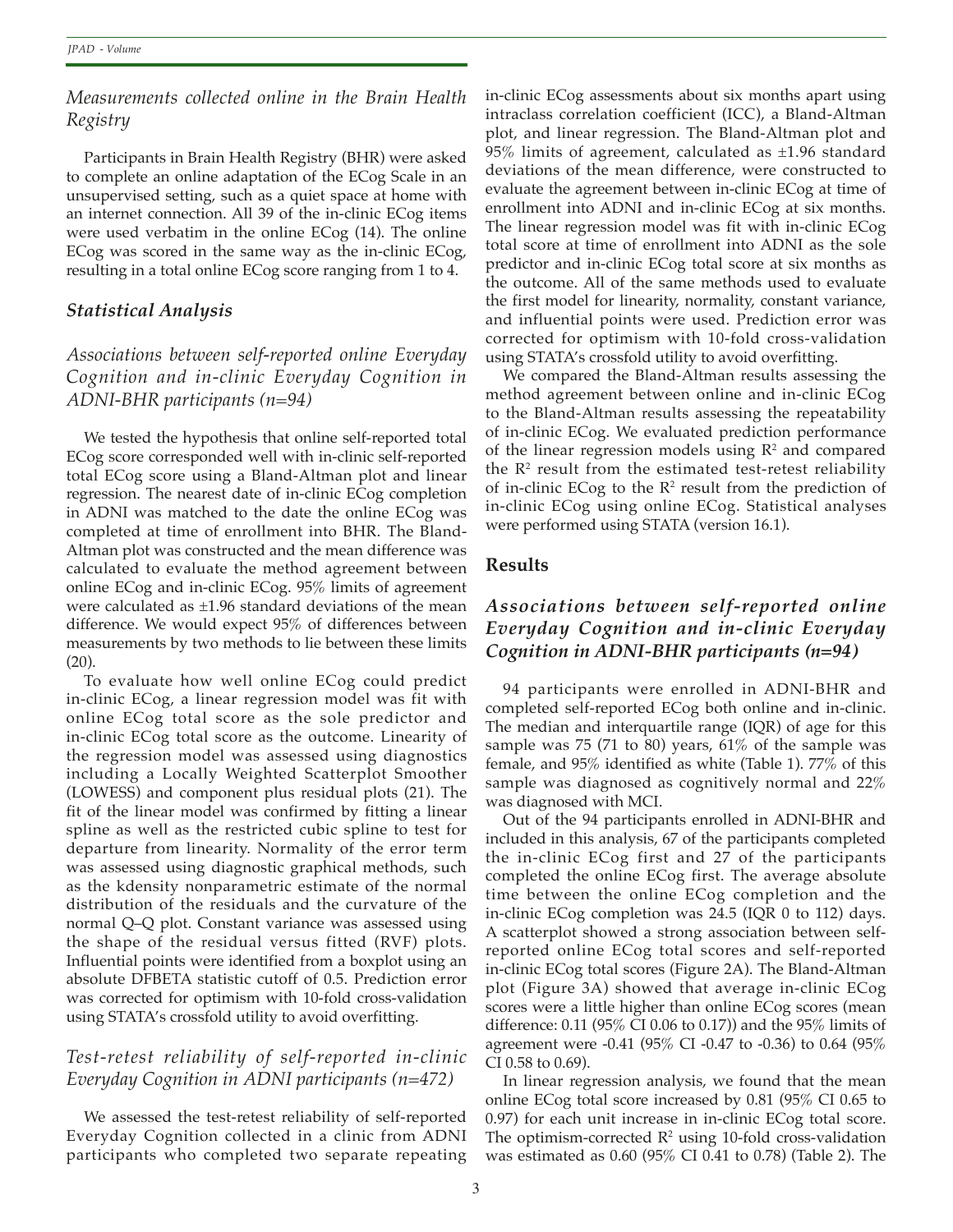### *Measurements collected online in the Brain Health Registry*

Participants in Brain Health Registry (BHR) were asked to complete an online adaptation of the ECog Scale in an unsupervised setting, such as a quiet space at home with an internet connection. All 39 of the in-clinic ECog items were used verbatim in the online ECog (14). The online ECog was scored in the same way as the in-clinic ECog, resulting in a total online ECog score ranging from 1 to 4.

## *Statistical Analysis*

### *Associations between self-reported online Everyday Cognition and in-clinic Everyday Cognition in ADNI-BHR participants (n=94)*

We tested the hypothesis that online self-reported total ECog score corresponded well with in-clinic self-reported total ECog score using a Bland-Altman plot and linear regression. The nearest date of in-clinic ECog completion in ADNI was matched to the date the online ECog was completed at time of enrollment into BHR. The Bland-Altman plot was constructed and the mean difference was calculated to evaluate the method agreement between online ECog and in-clinic ECog. 95% limits of agreement were calculated as ±1.96 standard deviations of the mean difference. We would expect 95% of differences between measurements by two methods to lie between these limits (20).

To evaluate how well online ECog could predict in-clinic ECog, a linear regression model was fit with online ECog total score as the sole predictor and in-clinic ECog total score as the outcome. Linearity of the regression model was assessed using diagnostics including a Locally Weighted Scatterplot Smoother (LOWESS) and component plus residual plots (21). The fit of the linear model was confirmed by fitting a linear spline as well as the restricted cubic spline to test for departure from linearity. Normality of the error term was assessed using diagnostic graphical methods, such as the kdensity nonparametric estimate of the normal distribution of the residuals and the curvature of the normal Q–Q plot. Constant variance was assessed using the shape of the residual versus fitted (RVF) plots. Influential points were identified from a boxplot using an absolute DFBETA statistic cutoff of 0.5. Prediction error was corrected for optimism with 10-fold cross-validation using STATA's crossfold utility to avoid overfitting.

### *Test-retest reliability of self-reported in-clinic Everyday Cognition in ADNI participants (n=472)*

We assessed the test-retest reliability of self-reported Everyday Cognition collected in a clinic from ADNI participants who completed two separate repeating in-clinic ECog assessments about six months apart using intraclass correlation coefficient (ICC), a Bland-Altman plot, and linear regression. The Bland-Altman plot and 95% limits of agreement, calculated as ±1.96 standard deviations of the mean difference, were constructed to evaluate the agreement between in-clinic ECog at time of enrollment into ADNI and in-clinic ECog at six months. The linear regression model was fit with in-clinic ECog total score at time of enrollment into ADNI as the sole predictor and in-clinic ECog total score at six months as the outcome. All of the same methods used to evaluate the first model for linearity, normality, constant variance, and influential points were used. Prediction error was corrected for optimism with 10-fold cross-validation using STATA's crossfold utility to avoid overfitting.

We compared the Bland-Altman results assessing the method agreement between online and in-clinic ECog to the Bland-Altman results assessing the repeatability of in-clinic ECog. We evaluated prediction performance of the linear regression models using $R^2$ and compared the $R^2$ result from the estimated test-retest reliability of in-clinic ECog to the $R^2$ result from the prediction of in-clinic ECog using online ECog. Statistical analyses were performed using STATA (version 16.1).

## **Results**

### ***Associations between self-reported online Everyday Cognition and in-clinic Everyday Cognition in ADNI-BHR participants (n=94)***

94 participants were enrolled in ADNI-BHR and completed self-reported ECog both online and in-clinic. The median and interquartile range (IQR) of age for this sample was 75 (71 to 80) years, 61% of the sample was female, and 95% identified as white (Table 1). 77% of this sample was diagnosed as cognitively normal and 22% was diagnosed with MCI.

Out of the 94 participants enrolled in ADNI-BHR and included in this analysis, 67 of the participants completed the in-clinic ECog first and 27 of the participants completed the online ECog first. The average absolute time between the online ECog completion and the in-clinic ECog completion was 24.5 (IQR 0 to 112) days. A scatterplot showed a strong association between self-reported online ECog total scores and self-reported in-clinic ECog total scores (Figure 2A). The Bland-Altman plot (Figure 3A) showed that average in-clinic ECog scores were a little higher than online ECog scores (mean difference: 0.11 (95% CI 0.06 to 0.17)) and the 95% limits of agreement were -0.41 (95% CI -0.47 to -0.36) to 0.64 (95% CI 0.58 to 0.69).

In linear regression analysis, we found that the mean online ECog total score increased by 0.81 (95% CI 0.65 to 0.97) for each unit increase in in-clinic ECog total score. The optimism-corrected $R^2$ using 10-fold cross-validation was estimated as 0.60 (95% CI 0.41 to 0.78) (Table 2). The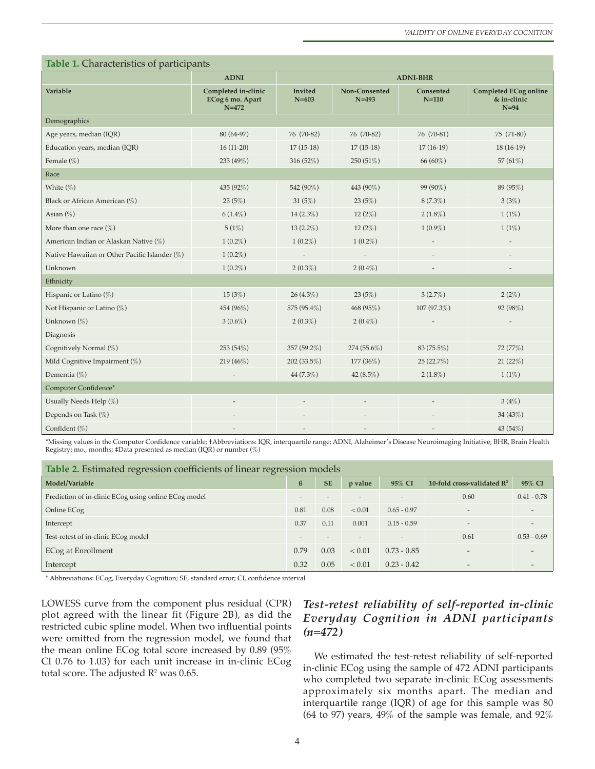**Table 1.** Characteristics of participants

| Variable | ADNI | ADNI-BHR | | | |
|---|---|---|---|---|---|
| | Completed in-clinic ECog 6 mo. Apart N=472 | Invited N=603 | Non-Consented N=493 | Consented N=110 | Completed ECog online & in-clinic N=94 |
| Demographics | | | | | |
| Age years, median (IQR) | 80 (64-97) | 76 (70-82) | 76 (70-82) | 76 (70-81) | 75 (71-80) |
| Education years, median (IQR) | 16 (11-20) | 17 (15-18) | 17 (15-18) | 17 (16-19) | 18 (16-19) |
| Female (%) | 233 (49%) | 316 (52%) | 250 (51%) | 66 (60%) | 57 (61%) |
| Race | | | | | |
| White (%) | 435 (92%) | 542 (90%) | 443 (90%) | 99 (90%) | 89 (95%) |
| Black or African American (%) | 23 (5%) | 31 (5%) | 23 (5%) | 8 (7.3%) | 3 (3%) |
| Asian (%) | 6 (1.4%) | 14 (2.3%) | 12 (2%) | 2 (1.8%) | 1 (1%) |
| More than one race (%) | 5 (1%) | 13 (2.2%) | 12 (2%) | 1 (0.9%) | 1 (1%) |
| American Indian or Alaskan Native (%) | 1 (0.2%) | 1 (0.2%) | 1 (0.2%) | - | - |
| Native Hawaiian or Other Pacific Islander (%) | 1 (0.2%) | - | - | - | - |
| Unknown | 1 (0.2%) | 2 (0.3%) | 2 (0.4%) | - | - |
| Ethnicity | | | | | |
| Hispanic or Latino (%) | 15 (3%) | 26 (4.3%) | 23 (5%) | 3 (2.7%) | 2 (2%) |
| Not Hispanic or Latino (%) | 454 (96%) | 575 (95.4%) | 468 (95%) | 107 (97.3%) | 92 (98%) |
| Unknown (%) | 3 (0.6%) | 2 (0.3%) | 2 (0.4%) | - | - |
| Diagnosis | | | | | |
| Cognitively Normal (%) | 253 (54%) | 357 (59.2%) | 274 (55.6%) | 83 (75.5%) | 72 (77%) |
| Mild Cognitive Impairment (%) | 219 (46%) | 202 (33.5%) | 177 (36%) | 25 (22.7%) | 21 (22%) |
| Dementia (%) | - | 44 (7.3%) | 42 (8.5%) | 2 (1.8%) | 1 (1%) |
| Computer Confidence* | | | | | |
| Usually Needs Help (%) | - | - | - | - | 3 (4%) |
| Depends on Task (%) | - | - | - | - | 34 (43%) |
| Confident (%) | - | - | - | - | 43 (54%) |

*Missing values in the Computer Confidence variable; †Abbreviations: IQR, interquartile range; ADNI, Alzheimer's Disease Neuroimaging Initiative; BHR, Brain Health Registry; mo., months; ‡Data presented as median (IQR) or number (%)

**Table 2.** Estimated regression coefficients of linear regression models

| Model/Variable | ß | SE | p value | 95% CI | 10-fold cross-validated $R^2$ | 95% CI |
|---|---|---|---|---|---|---|
| Prediction of in-clinic ECog using online ECog model | - | - | - | - | 0.60 | 0.41 - 0.78 |
| Online ECog | 0.81 | 0.08 | < 0.01 | 0.65 - 0.97 | - | - |
| Intercept | 0.37 | 0.11 | 0.001 | 0.15 - 0.59 | - | - |
| Test-retest of in-clinic ECog model | - | - | - | - | 0.61 | 0.53 - 0.69 |
| ECog at Enrollment | 0.79 | 0.03 | < 0.01 | 0.73 - 0.85 | - | - |
| Intercept | 0.32 | 0.05 | < 0.01 | 0.23 - 0.42 | - | - |

* Abbreviations: ECog, Everyday Cognition; SE, standard error; CI, confidence interval

LOWESS curve from the component plus residual (CPR) plot agreed with the linear fit (Figure 2B), as did the restricted cubic spline model. When two influential points were omitted from the regression model, we found that the mean online ECog total score increased by 0.89 (95% CI 0.76 to 1.03) for each unit increase in in-clinic ECog total score. The adjusted $R^2$ was 0.65.

### *Test-retest reliability of self-reported in-clinic Everyday Cognition in ADNI participants (n=472)*

We estimated the test-retest reliability of self-reported in-clinic ECog using the sample of 472 ADNI participants who completed two separate in-clinic ECog assessments approximately six months apart. The median and interquartile range (IQR) of age for this sample was 80 (64 to 97) years, 49% of the sample was female, and 92%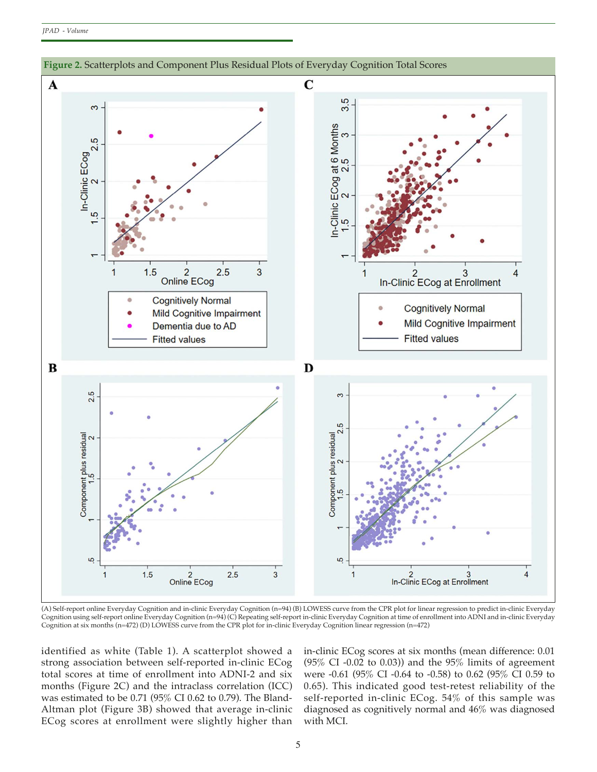**Figure 2.** Scatterplots and Component Plus Residual Plots of Everyday Cognition Total Scores

(A) Self-report online Everyday Cognition and in-clinic Everyday Cognition (n=94) (B) LOWESS curve from the CPR plot for linear regression to predict in-clinic Everyday Cognition using self-report online Everyday Cognition (n=94) (C) Repeating self-report in-clinic Everyday Cognition at time of enrollment into ADNI and in-clinic Everyday Cognition at six months (n=472) (D) LOWESS curve from the CPR plot for in-clinic Everyday Cognition linear regression (n=472)

identified as white (Table 1). A scatterplot showed a strong association between self-reported in-clinic ECog total scores at time of enrollment into ADNI-2 and six months (Figure 2C) and the intraclass correlation (ICC) was estimated to be 0.71 (95% CI 0.62 to 0.79). The Bland-Altman plot (Figure 3B) showed that average in-clinic ECog scores at enrollment were slightly higher than in-clinic ECog scores at six months (mean difference: 0.01 (95% CI -0.02 to 0.03)) and the 95% limits of agreement were -0.61 (95% CI -0.64 to -0.58) to 0.62 (95% CI 0.59 to 0.65). This indicated good test-retest reliability of the self-reported in-clinic ECog. 54% of this sample was diagnosed as cognitively normal and 46% was diagnosed with MCI.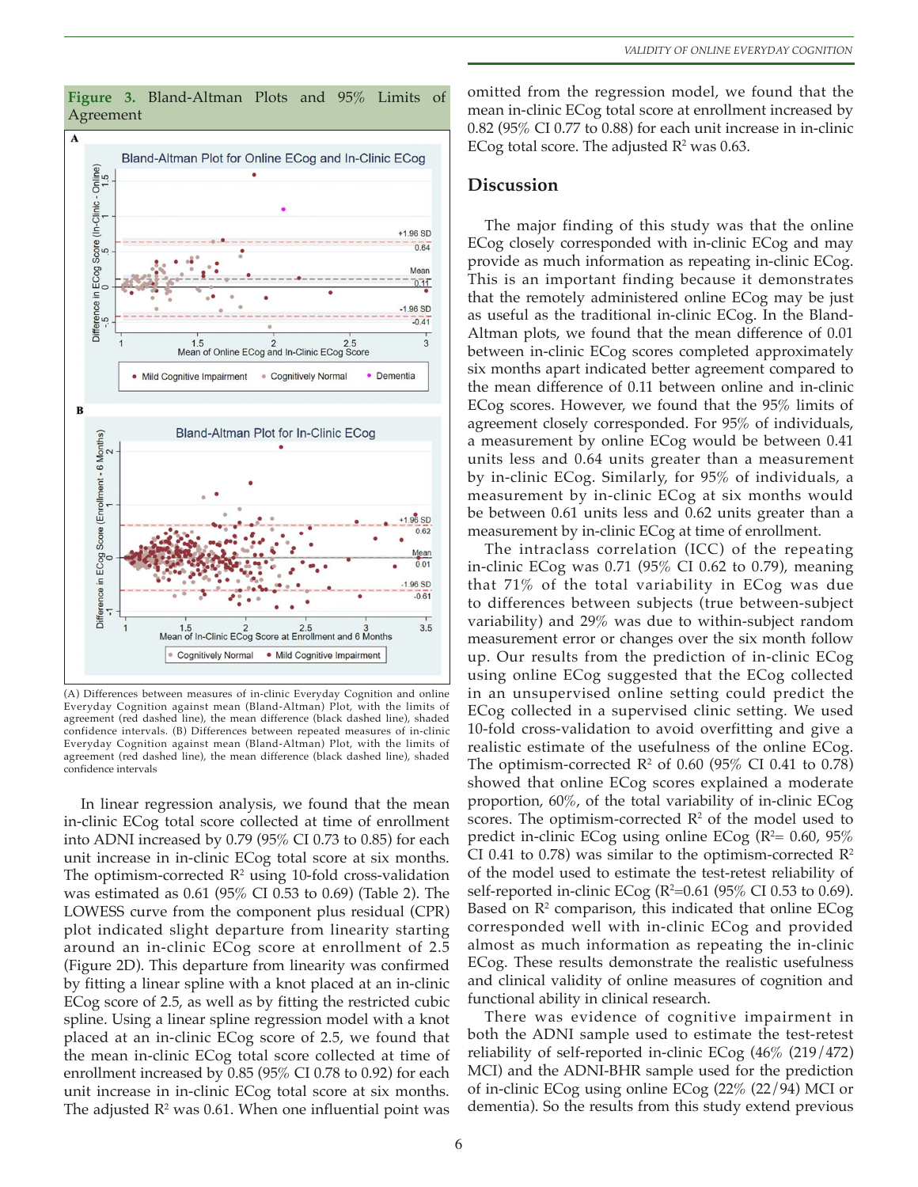**Figure 3.** Bland-Altman Plots and 95% Limits of Agreement

(A) Differences between measures of in-clinic Everyday Cognition and online Everyday Cognition against mean (Bland-Altman) Plot, with the limits of agreement (red dashed line), the mean difference (black dashed line), shaded confidence intervals. (B) Differences between repeated measures of in-clinic Everyday Cognition against mean (Bland-Altman) Plot, with the limits of agreement (red dashed line), the mean difference (black dashed line), shaded confidence intervals

In linear regression analysis, we found that the mean in-clinic ECog total score collected at time of enrollment into ADNI increased by 0.79 (95% CI 0.73 to 0.85) for each unit increase in in-clinic ECog total score at six months. The optimism-corrected $R^2$ using 10-fold cross-validation was estimated as 0.61 (95% CI 0.53 to 0.69) (Table 2). The LOWESS curve from the component plus residual (CPR) plot indicated slight departure from linearity starting around an in-clinic ECog score at enrollment of 2.5 (Figure 2D). This departure from linearity was confirmed by fitting a linear spline with a knot placed at an in-clinic ECog score of 2.5, as well as by fitting the restricted cubic spline. Using a linear spline regression model with a knot placed at an in-clinic ECog score of 2.5, we found that the mean in-clinic ECog total score collected at time of enrollment increased by 0.85 (95% CI 0.78 to 0.92) for each unit increase in in-clinic ECog total score at six months. The adjusted $R^2$ was 0.61. When one influential point was omitted from the regression model, we found that the mean in-clinic ECog total score at enrollment increased by 0.82 (95% CI 0.77 to 0.88) for each unit increase in in-clinic ECog total score. The adjusted $R^2$ was 0.63.

## Discussion

The major finding of this study was that the online ECog closely corresponded with in-clinic ECog and may provide as much information as repeating in-clinic ECog. This is an important finding because it demonstrates that the remotely administered online ECog may be just as useful as the traditional in-clinic ECog. In the Bland-Altman plots, we found that the mean difference of 0.01 between in-clinic ECog scores completed approximately six months apart indicated better agreement compared to the mean difference of 0.11 between online and in-clinic ECog scores. However, we found that the 95% limits of agreement closely corresponded. For 95% of individuals, a measurement by online ECog would be between 0.41 units less and 0.64 units greater than a measurement by in-clinic ECog. Similarly, for 95% of individuals, a measurement by in-clinic ECog at six months would be between 0.61 units less and 0.62 units greater than a measurement by in-clinic ECog at time of enrollment.

The intraclass correlation (ICC) of the repeating in-clinic ECog was 0.71 (95% CI 0.62 to 0.79), meaning that 71% of the total variability in ECog was due to differences between subjects (true between-subject variability) and 29% was due to within-subject random measurement error or changes over the six month follow up. Our results from the prediction of in-clinic ECog using online ECog suggested that the ECog collected in an unsupervised online setting could predict the ECog collected in a supervised clinic setting. We used 10-fold cross-validation to avoid overfitting and give a realistic estimate of the usefulness of the online ECog. The optimism-corrected $R^2$ of 0.60 (95% CI 0.41 to 0.78) showed that online ECog scores explained a moderate proportion, 60%, of the total variability of in-clinic ECog scores. The optimism-corrected $R^2$ of the model used to predict in-clinic ECog using online ECog ($R^2$= 0.60, 95% CI 0.41 to 0.78) was similar to the optimism-corrected $R^2$ of the model used to estimate the test-retest reliability of self-reported in-clinic ECog ($R^2$=0.61 (95% CI 0.53 to 0.69). Based on $R^2$ comparison, this indicated that online ECog corresponded well with in-clinic ECog and provided almost as much information as repeating the in-clinic ECog. These results demonstrate the realistic usefulness and clinical validity of online measures of cognition and functional ability in clinical research.

There was evidence of cognitive impairment in both the ADNI sample used to estimate the test-retest reliability of self-reported in-clinic ECog (46% (219/472) MCI) and the ADNI-BHR sample used for the prediction of in-clinic ECog using online ECog (22% (22/94) MCI or dementia). So the results from this study extend previous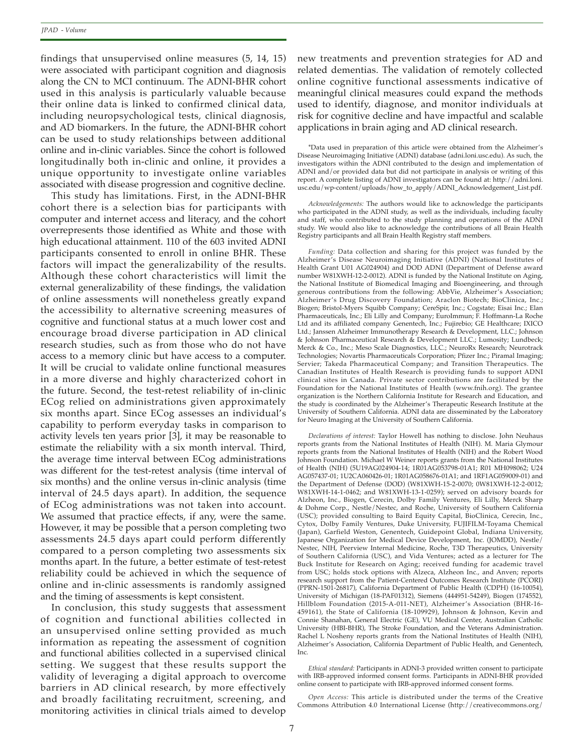findings that unsupervised online measures (5, 14, 15) were associated with participant cognition and diagnosis along the CN to MCI continuum. The ADNI-BHR cohort used in this analysis is particularly valuable because their online data is linked to confirmed clinical data, including neuropsychological tests, clinical diagnosis, and AD biomarkers. In the future, the ADNI-BHR cohort can be used to study relationships between additional online and in-clinic variables. Since the cohort is followed longitudinally both in-clinic and online, it provides a unique opportunity to investigate online variables associated with disease progression and cognitive decline.

This study has limitations. First, in the ADNI-BHR cohort there is a selection bias for participants with computer and internet access and literacy, and the cohort overrepresents those identified as White and those with high educational attainment. 110 of the 603 invited ADNI participants consented to enroll in online BHR. These factors will impact the generalizability of the results. Although these cohort characteristics will limit the external generalizability of these findings, the validation of online assessments will nonetheless greatly expand the accessibility to alternative screening measures of cognitive and functional status at a much lower cost and encourage broad diverse participation in AD clinical research studies, such as from those who do not have access to a memory clinic but have access to a computer. It will be crucial to validate online functional measures in a more diverse and highly characterized cohort in the future. Second, the test-retest reliability of in-clinic ECog relied on administrations given approximately six months apart. Since ECog assesses an individual's capability to perform everyday tasks in comparison to activity levels ten years prior [3], it may be reasonable to estimate the reliability with a six month interval. Third, the average time interval between ECog administrations was different for the test-retest analysis (time interval of six months) and the online versus in-clinic analysis (time interval of 24.5 days apart). In addition, the sequence of ECog administrations was not taken into account. We assumed that practice effects, if any, were the same. However, it may be possible that a person completing two assessments 24.5 days apart could perform differently compared to a person completing two assessments six months apart. In the future, a better estimate of test-retest reliability could be achieved in which the sequence of online and in-clinic assessments is randomly assigned and the timing of assessments is kept consistent.

In conclusion, this study suggests that assessment of cognition and functional abilities collected in an unsupervised online setting provided as much information as repeating the assessment of cognition and functional abilities collected in a supervised clinical setting. We suggest that these results support the validity of leveraging a digital approach to overcome barriers in AD clinical research, by more effectively and broadly facilitating recruitment, screening, and monitoring activities in clinical trials aimed to develop new treatments and prevention strategies for AD and related dementias. The validation of remotely collected online cognitive functional assessments indicative of meaningful clinical measures could expand the methods used to identify, diagnose, and monitor individuals at risk for cognitive decline and have impactful and scalable applications in brain aging and AD clinical research.

*Data used in preparation of this article were obtained from the Alzheimer's Disease Neuroimaging Initiative (ADNI) database (adni.loni.usc.edu). As such, the investigators within the ADNI contributed to the design and implementation of ADNI and/or provided data but did not participate in analysis or writing of this report. A complete listing of ADNI investigators can be found at: http://adni.loni.usc.edu/wp-content/uploads/how_to_apply/ADNI_Acknowledgement_List.pdf.

*Acknowledgements:* The authors would like to acknowledge the participants who participated in the ADNI study, as well as the individuals, including faculty and staff, who contributed to the study planning and operations of the ADNI study. We would also like to acknowledge the contributions of all Brain Health Registry participants and all Brain Health Registry staff members.

*Funding:* Data collection and sharing for this project was funded by the Alzheimer's Disease Neuroimaging Initiative (ADNI) (National Institutes of Health Grant U01 AG024904) and DOD ADNI (Department of Defense award number W81XWH-12-2-0012). ADNI is funded by the National Institute on Aging, the National Institute of Biomedical Imaging and Bioengineering, and through generous contributions from the following: AbbVie, Alzheimer's Association; Alzheimer's Drug Discovery Foundation; Araclon Biotech; BioClinica, Inc.; Biogen; Bristol-Myers Squibb Company; CereSpir, Inc.; Cogstate; Eisai Inc.; Elan Pharmaceuticals, Inc.; Eli Lilly and Company; EuroImmun; F. Hoffmann-La Roche Ltd and its affiliated company Genentech, Inc.; Fujirebio; GE Healthcare; IXICO Ltd.; Janssen Alzheimer Immunotherapy Research & Development, LLC.; Johnson & Johnson Pharmaceutical Research & Development LLC.; Lumosity; Lundbeck; Merck & Co., Inc.; Meso Scale Diagnostics, LLC.; NeuroRx Research; Neurotrack Technologies; Novartis Pharmaceuticals Corporation; Pfizer Inc.; Piramal Imaging; Servier; Takeda Pharmaceutical Company; and Transition Therapeutics. The Canadian Institutes of Health Research is providing funds to support ADNI clinical sites in Canada. Private sector contributions are facilitated by the Foundation for the National Institutes of Health (www.fnih.org). The grantee organization is the Northern California Institute for Research and Education, and the study is coordinated by the Alzheimer's Therapeutic Research Institute at the University of Southern California. ADNI data are disseminated by the Laboratory for Neuro Imaging at the University of Southern California.

*Declarations of interest:* Taylor Howell has nothing to disclose. John Neuhaus reports grants from the National Institutes of Health (NIH). M. Maria Glymour reports grants from the National Institutes of Health (NIH) and the Robert Wood Johnson Foundation. Michael W Weiner reports grants from the National Institutes of Health (NIH) (5U19AG024904-14; 1R01AG053798-01A1; R01 MH098062; U24 AG057437-01; 1U2CA060426-01; 1R01AG058676-01A1; and 1RF1AG059009-01) and the Department of Defense (DOD) (W81XWH-15-2-0070; 0W81XWH-12-2-0012; W81XWH-14-1-0462; and W81XWH-13-1-0259); served on advisory boards for Alzheon, Inc., Biogen, Cerecin, Dolby Family Ventures, Eli Lilly, Merck Sharp & Dohme Corp., Nestle/Nestec, and Roche, University of Southern California (USC); provided consulting to Baird Equity Capital, BioClinica, Cerecin, Inc., Cytox, Dolby Family Ventures, Duke University, FUJIFILM-Toyama Chemical (Japan), Garfield Weston, Genentech, Guidepoint Global, Indiana University, Japanese Organization for Medical Device Development, Inc. (JOMDD), Nestle/Nestec, NIH, Peerview Internal Medicine, Roche, T3D Therapeutics, University of Southern California (USC), and Vida Ventures; acted as a lecturer for The Buck Institute for Research on Aging; received funding for academic travel from USC; holds stock options with Alzeca, Alzheon Inc., and Anven; reports research support from the Patient-Centered Outcomes Research Institute (PCORI) (PPRN-1501-26817), California Department of Public Health (CDPH) (16-10054), University of Michigan (18-PAF01312), Siemens (444951-54249), Biogen (174552), Hillblom Foundation (2015-A-011-NET), Alzheimer's Association (BHR-16-459161), the State of California (18-109929), Johnson & Johnson, Kevin and Connie Shanahan, General Electric (GE), VU Medical Center, Australian Catholic University (HBI-BHR), The Stroke Foundation, and the Veterans Administration. Rachel L Nosheny reports grants from the National Institutes of Health (NIH), Alzheimer's Association, California Department of Public Health, and Genentech, Inc.

*Ethical standard:* Participants in ADNI-3 provided written consent to participate with IRB-approved informed consent forms. Participants in ADNI-BHR provided online consent to participate with IRB-approved informed consent forms.

*Open Access:* This article is distributed under the terms of the Creative Commons Attribution 4.0 International License (http://creativecommons.org/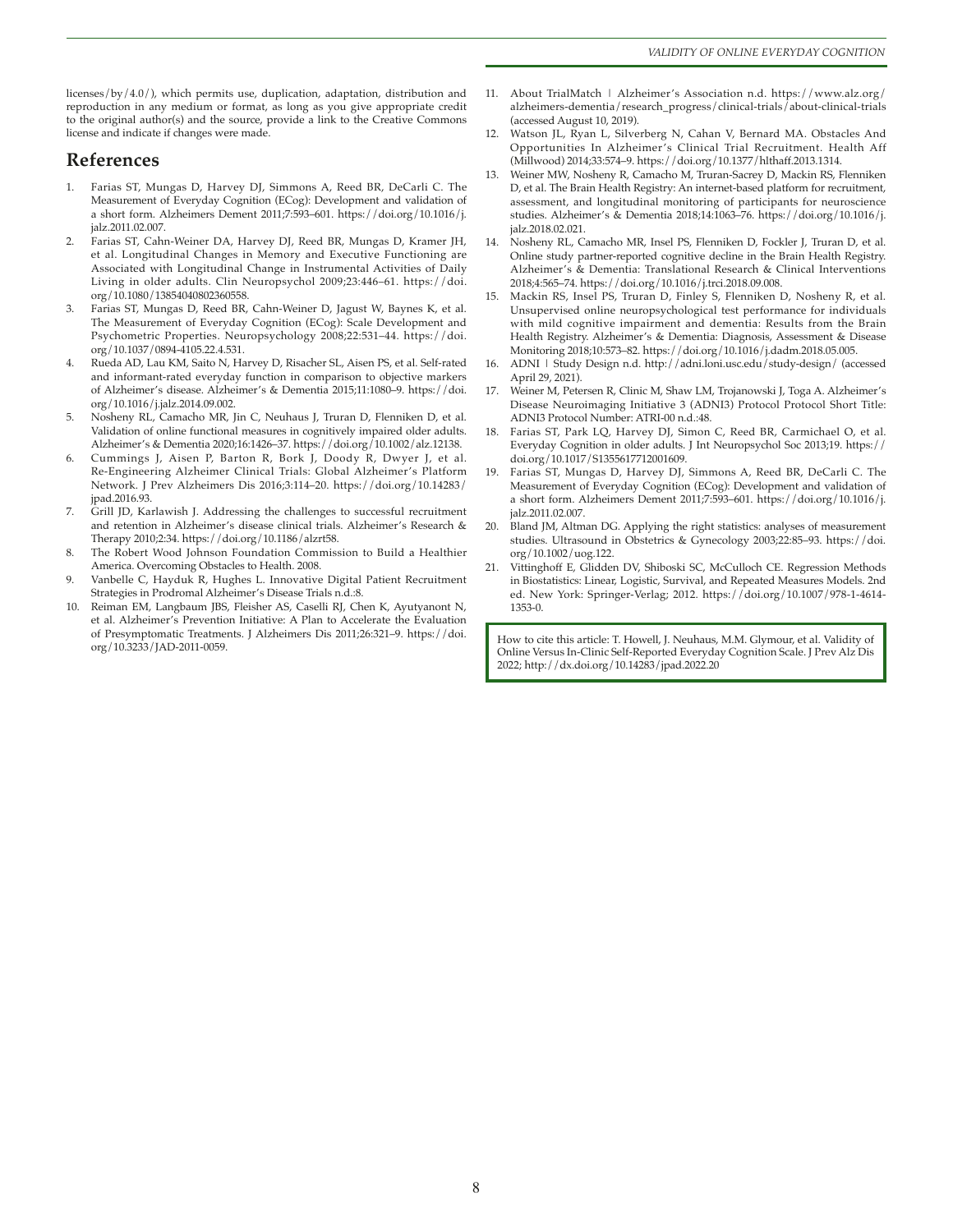licenses/by/4.0/), which permits use, duplication, adaptation, distribution and reproduction in any medium or format, as long as you give appropriate credit to the original author(s) and the source, provide a link to the Creative Commons license and indicate if changes were made.

## References

1. Farias ST, Mungas D, Harvey DJ, Simmons A, Reed BR, DeCarli C. The Measurement of Everyday Cognition (ECog): Development and validation of a short form. Alzheimers Dement 2011;7:593–601. https://doi.org/10.1016/j.jalz.2011.02.007.
2. Farias ST, Cahn-Weiner DA, Harvey DJ, Reed BR, Mungas D, Kramer JH, et al. Longitudinal Changes in Memory and Executive Functioning are Associated with Longitudinal Change in Instrumental Activities of Daily Living in older adults. Clin Neuropsychol 2009;23:446–61. https://doi.org/10.1080/13854040802360558.
3. Farias ST, Mungas D, Reed BR, Cahn-Weiner D, Jagust W, Baynes K, et al. The Measurement of Everyday Cognition (ECog): Scale Development and Psychometric Properties. Neuropsychology 2008;22:531–44. https://doi.org/10.1037/0894-4105.22.4.531.
4. Rueda AD, Lau KM, Saito N, Harvey D, Risacher SL, Aisen PS, et al. Self-rated and informant-rated everyday function in comparison to objective markers of Alzheimer's disease. Alzheimer's & Dementia 2015;11:1080–9. https://doi.org/10.1016/j.jalz.2014.09.002.
5. Nosheny RL, Camacho MR, Jin C, Neuhaus J, Truran D, Flenniken D, et al. Validation of online functional measures in cognitively impaired older adults. Alzheimer's & Dementia 2020;16:1426–37. https://doi.org/10.1002/alz.12138.
6. Cummings J, Aisen P, Barton R, Bork J, Doody R, Dwyer J, et al. Re-Engineering Alzheimer Clinical Trials: Global Alzheimer's Platform Network. J Prev Alzheimers Dis 2016;3:114–20. https://doi.org/10.14283/jpad.2016.93.
7. Grill JD, Karlawish J. Addressing the challenges to successful recruitment and retention in Alzheimer's disease clinical trials. Alzheimer's Research & Therapy 2010;2:34. https://doi.org/10.1186/alzrt58.
8. The Robert Wood Johnson Foundation Commission to Build a Healthier America. Overcoming Obstacles to Health. 2008.
9. Vanbelle C, Hayduk R, Hughes L. Innovative Digital Patient Recruitment Strategies in Prodromal Alzheimer's Disease Trials n.d.:8.
10. Reiman EM, Langbaum JBS, Fleisher AS, Caselli RJ, Chen K, Ayutyanont N, et al. Alzheimer's Prevention Initiative: A Plan to Accelerate the Evaluation of Presymptomatic Treatments. J Alzheimers Dis 2011;26:321–9. https://doi.org/10.3233/JAD-2011-0059.
11. About TrialMatch | Alzheimer's Association n.d. https://www.alz.org/alzheimers-dementia/research_progress/clinical-trials/about-clinical-trials (accessed August 10, 2019).
12. Watson JL, Ryan L, Silverberg N, Cahan V, Bernard MA. Obstacles And Opportunities In Alzheimer's Clinical Trial Recruitment. Health Aff (Millwood) 2014;33:574–9. https://doi.org/10.1377/hlthaff.2013.1314.
13. Weiner MW, Nosheny R, Camacho M, Truran-Sacrey D, Mackin RS, Flenniken D, et al. The Brain Health Registry: An internet-based platform for recruitment, assessment, and longitudinal monitoring of participants for neuroscience studies. Alzheimer's & Dementia 2018;14:1063–76. https://doi.org/10.1016/j.jalz.2018.02.021.
14. Nosheny RL, Camacho MR, Insel PS, Flenniken D, Fockler J, Truran D, et al. Online study partner-reported cognitive decline in the Brain Health Registry. Alzheimer's & Dementia: Translational Research & Clinical Interventions 2018;4:565–74. https://doi.org/10.1016/j.trci.2018.09.008.
15. Mackin RS, Insel PS, Truran D, Finley S, Flenniken D, Nosheny R, et al. Unsupervised online neuropsychological test performance for individuals with mild cognitive impairment and dementia: Results from the Brain Health Registry. Alzheimer's & Dementia: Diagnosis, Assessment & Disease Monitoring 2018;10:573–82. https://doi.org/10.1016/j.dadm.2018.05.005.
16. ADNI | Study Design n.d. http://adni.loni.usc.edu/study-design/ (accessed April 29, 2021).
17. Weiner M, Petersen R, Clinic M, Shaw LM, Trojanowski J, Toga A. Alzheimer's Disease Neuroimaging Initiative 3 (ADNI3) Protocol Protocol Short Title: ADNI3 Protocol Number: ATRI-00 n.d.:48.
18. Farias ST, Park LQ, Harvey DJ, Simon C, Reed BR, Carmichael O, et al. Everyday Cognition in older adults. J Int Neuropsychol Soc 2013;19. https://doi.org/10.1017/S1355617712001609.
19. Farias ST, Mungas D, Harvey DJ, Simmons A, Reed BR, DeCarli C. The Measurement of Everyday Cognition (ECog): Development and validation of a short form. Alzheimers Dement 2011;7:593–601. https://doi.org/10.1016/j.jalz.2011.02.007.
20. Bland JM, Altman DG. Applying the right statistics: analyses of measurement studies. Ultrasound in Obstetrics & Gynecology 2003;22:85–93. https://doi.org/10.1002/uog.122.
21. Vittinghoff E, Glidden DV, Shiboski SC, McCulloch CE. Regression Methods in Biostatistics: Linear, Logistic, Survival, and Repeated Measures Models. 2nd ed. New York: Springer-Verlag; 2012. https://doi.org/10.1007/978-1-4614-1353-0.

How to cite this article: T. Howell, J. Neuhaus, M.M. Glymour, et al. Validity of Online Versus In-Clinic Self-Reported Everyday Cognition Scale. J Prev Alz Dis 2022; http://dx.doi.org/10.14283/jpad.2022.20